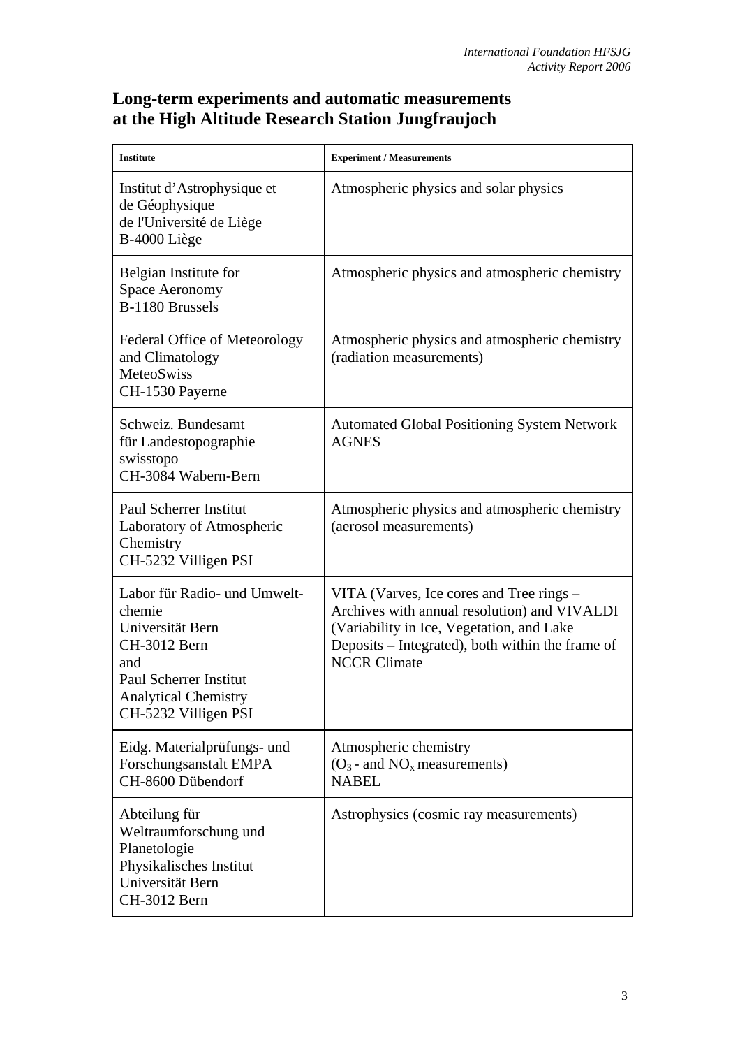# Long-term experiments and automatic measurements at the High Altitude Research Station Jungfraujoch

| Institute | Experiment / Measurements |
|---|---|
| Institut d'Astrophysique et de Géophysique de l'Université de Liège B-4000 Liège | Atmospheric physics and solar physics |
| Belgian Institute for Space Aeronomy B-1180 Brussels | Atmospheric physics and atmospheric chemistry |
| Federal Office of Meteorology and Climatology MeteoSwiss CH-1530 Payerne | Atmospheric physics and atmospheric chemistry (radiation measurements) |
| Schweiz. Bundesamt für Landestopographie swisstopo CH-3084 Wabern-Bern | Automated Global Positioning System Network AGNES |
| Paul Scherrer Institut Laboratory of Atmospheric Chemistry CH-5232 Villigen PSI | Atmospheric physics and atmospheric chemistry (aerosol measurements) |
| Labor für Radio- und Umwelt-chemie Universität Bern CH-3012 Bern and Paul Scherrer Institut Analytical Chemistry CH-5232 Villigen PSI | VITA (Varves, Ice cores and Tree rings – Archives with annual resolution) and VIVALDI (Variability in Ice, Vegetation, and Lake Deposits – Integrated), both within the frame of NCCR Climate |
| Eidg. Materialprüfungs- und Forschungsanstalt EMPA CH-8600 Dübendorf | Atmospheric chemistry ($O_3$ - and $NO_x$ measurements) NABEL |
| Abteilung für Weltraumforschung und Planetologie Physikalisches Institut Universität Bern CH-3012 Bern | Astrophysics (cosmic ray measurements) |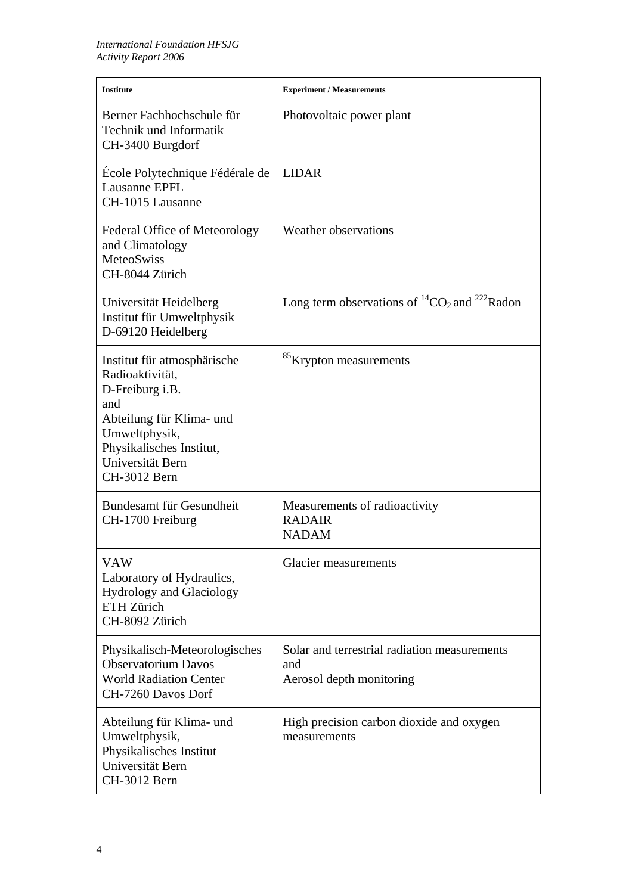| Institute | Experiment / Measurements |
|---|---|
| Berner Fachhochschule für Technik und Informatik<br>CH-3400 Burgdorf | Photovoltaic power plant |
| École Polytechnique Fédérale de Lausanne EPFL<br>CH-1015 Lausanne | LIDAR |
| Federal Office of Meteorology and Climatology<br>MeteoSwiss<br>CH-8044 Zürich | Weather observations |
| Universität Heidelberg<br>Institut für Umweltphysik<br>D-69120 Heidelberg | Long term observations of $^{14}CO_2$ and $^{222}$Radon |
| Institut für atmosphärische Radioaktivität,<br>D-Freiburg i.B.<br>and<br>Abteilung für Klima- und Umweltphysik,<br>Physikalisches Institut,<br>Universität Bern<br>CH-3012 Bern | $^{85}$Krypton measurements |
| Bundesamt für Gesundheit<br>CH-1700 Freiburg | Measurements of radioactivity<br>RADAIR<br>NADAM |
| VAW<br>Laboratory of Hydraulics, Hydrology and Glaciology<br>ETH Zürich<br>CH-8092 Zürich | Glacier measurements |
| Physikalisch-Meteorologisches Observatorium Davos<br>World Radiation Center<br>CH-7260 Davos Dorf | Solar and terrestrial radiation measurements<br>and<br>Aerosol depth monitoring |
| Abteilung für Klima- und Umweltphysik,<br>Physikalisches Institut<br>Universität Bern<br>CH-3012 Bern | High precision carbon dioxide and oxygen measurements |